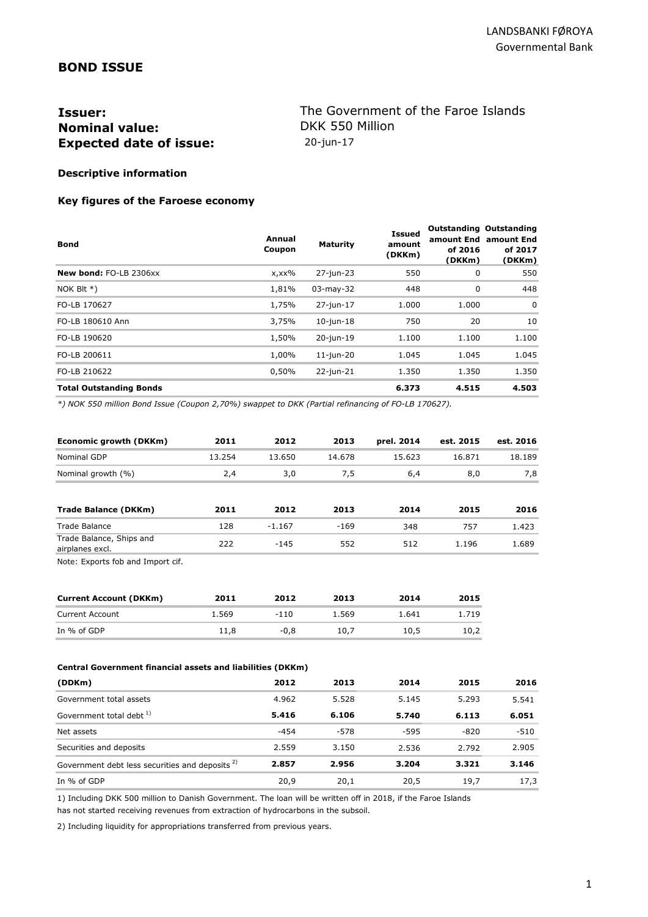LANDSBANKI FØROYA
Governmental Bank

## BOND ISSUE

**Issuer:** The Government of the Faroe Islands
**Nominal value:** DKK 550 Million
**Expected date of issue:** 20-jun-17

**Descriptive information**

**Key figures of the Faroese economy**

| Bond | Annual Coupon | Maturity | Issued amount (DKKm) | Outstanding amount End of 2016 (DKKm) | Outstanding amount End of 2017 (DKKm) |
|---|---|---|---|---|---|
| **New bond:** FO-LB 2306xx | x,xx% | 27-jun-23 | 550 | 0 | 550 |
| NOK Blt *) | 1,81% | 03-may-32 | 448 | 0 | 448 |
| FO-LB 170627 | 1,75% | 27-jun-17 | 1.000 | 1.000 | 0 |
| FO-LB 180610 Ann | 3,75% | 10-jun-18 | 750 | 20 | 10 |
| FO-LB 190620 | 1,50% | 20-jun-19 | 1.100 | 1.100 | 1.100 |
| FO-LB 200611 | 1,00% | 11-jun-20 | 1.045 | 1.045 | 1.045 |
| FO-LB 210622 | 0,50% | 22-jun-21 | 1.350 | 1.350 | 1.350 |
| **Total Outstanding Bonds** | | | **6.373** | **4.515** | **4.503** |

*\*) NOK 550 million Bond Issue (Coupon 2,70%) swappet to DKK (Partial refinancing of FO-LB 170627).*

| Economic growth (DKKm) | 2011 | 2012 | 2013 | prel. 2014 | est. 2015 | est. 2016 |
|---|---|---|---|---|---|---|
| Nominal GDP | 13.254 | 13.650 | 14.678 | 15.623 | 16.871 | 18.189 |
| Nominal growth (%) | 2,4 | 3,0 | 7,5 | 6,4 | 8,0 | 7,8 |

| Trade Balance (DKKm) | 2011 | 2012 | 2013 | 2014 | 2015 | 2016 |
|---|---|---|---|---|---|---|
| Trade Balance | 128 | -1.167 | -169 | 348 | 757 | 1.423 |
| Trade Balance, Ships and airplanes excl. | 222 | -145 | 552 | 512 | 1.196 | 1.689 |

Note: Exports fob and Import cif.

| Current Account (DKKm) | 2011 | 2012 | 2013 | 2014 | 2015 |
|---|---|---|---|---|---|
| Current Account | 1.569 | -110 | 1.569 | 1.641 | 1.719 |
| In % of GDP | 11,8 | -0,8 | 10,7 | 10,5 | 10,2 |

**Central Government financial assets and liabilities (DKKm)**

| (DDKm) | 2012 | 2013 | 2014 | 2015 | 2016 |
|---|---|---|---|---|---|
| Government total assets | 4.962 | 5.528 | 5.145 | 5.293 | 5.541 |
| Government total debt [1] | **5.416** | **6.106** | **5.740** | **6.113** | **6.051** |
| Net assets | -454 | -578 | -595 | -820 | -510 |
| Securities and deposits | 2.559 | 3.150 | 2.536 | 2.792 | 2.905 |
| Government debt less securities and deposits [2] | **2.857** | **2.956** | **3.204** | **3.321** | **3.146** |
| In % of GDP | 20,9 | 20,1 | 20,5 | 19,7 | 17,3 |

1) Including DKK 500 million to Danish Government. The loan will be written off in 2018, if the Faroe Islands has not started receiving revenues from extraction of hydrocarbons in the subsoil.

2) Including liquidity for appropriations transferred from previous years.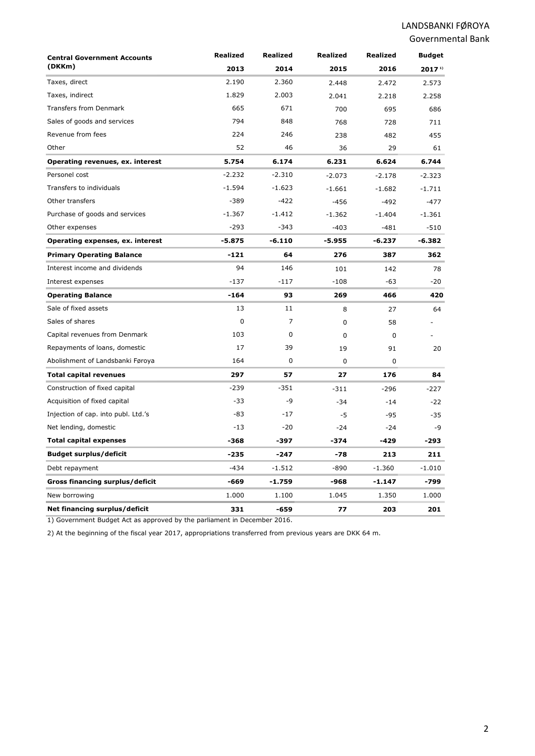| Central Government Accounts (DKKm) | Realized 2013 | Realized 2014 | Realized 2015 | Realized 2016 | Budget 2017 [1] |
|---|---|---|---|---|---|
| Taxes, direct | 2.190 | 2.360 | 2.448 | 2.472 | 2.573 |
| Taxes, indirect | 1.829 | 2.003 | 2.041 | 2.218 | 2.258 |
| Transfers from Denmark | 665 | 671 | 700 | 695 | 686 |
| Sales of goods and services | 794 | 848 | 768 | 728 | 711 |
| Revenue from fees | 224 | 246 | 238 | 482 | 455 |
| Other | 52 | 46 | 36 | 29 | 61 |
| **Operating revenues, ex. interest** | **5.754** | **6.174** | **6.231** | **6.624** | **6.744** |
| Personel cost | -2.232 | -2.310 | -2.073 | -2.178 | -2.323 |
| Transfers to individuals | -1.594 | -1.623 | -1.661 | -1.682 | -1.711 |
| Other transfers | -389 | -422 | -456 | -492 | -477 |
| Purchase of goods and services | -1.367 | -1.412 | -1.362 | -1.404 | -1.361 |
| Other expenses | -293 | -343 | -403 | -481 | -510 |
| **Operating expenses, ex. interest** | **-5.875** | **-6.110** | **-5.955** | **-6.237** | **-6.382** |
| **Primary Operating Balance** | **-121** | **64** | **276** | **387** | **362** |
| Interest income and dividends | 94 | 146 | 101 | 142 | 78 |
| Interest expenses | -137 | -117 | -108 | -63 | -20 |
| **Operating Balance** | **-164** | **93** | **269** | **466** | **420** |
| Sale of fixed assets | 13 | 11 | 8 | 27 | 64 |
| Sales of shares | 0 | 7 | 0 | 58 | - |
| Capital revenues from Denmark | 103 | 0 | 0 | 0 | - |
| Repayments of loans, domestic | 17 | 39 | 19 | 91 | 20 |
| Abolishment of Landsbanki Føroya | 164 | 0 | 0 | 0 | |
| **Total capital revenues** | **297** | **57** | **27** | **176** | **84** |
| Construction of fixed capital | -239 | -351 | -311 | -296 | -227 |
| Acquisition of fixed capital | -33 | -9 | -34 | -14 | -22 |
| Injection of cap. into publ. Ltd.'s | -83 | -17 | -5 | -95 | -35 |
| Net lending, domestic | -13 | -20 | -24 | -24 | -9 |
| **Total capital expenses** | **-368** | **-397** | **-374** | **-429** | **-293** |
| **Budget surplus/deficit** | **-235** | **-247** | **-78** | **213** | **211** |
| Debt repayment | -434 | -1.512 | -890 | -1.360 | -1.010 |
| **Gross financing surplus/deficit** | **-669** | **-1.759** | **-968** | **-1.147** | **-799** |
| New borrowing | 1.000 | 1.100 | 1.045 | 1.350 | 1.000 |
| **Net financing surplus/deficit** | **331** | **-659** | **77** | **203** | **201** |

1) Government Budget Act as approved by the parliament in December 2016.

2) At the beginning of the fiscal year 2017, appropriations transferred from previous years are DKK 64 m.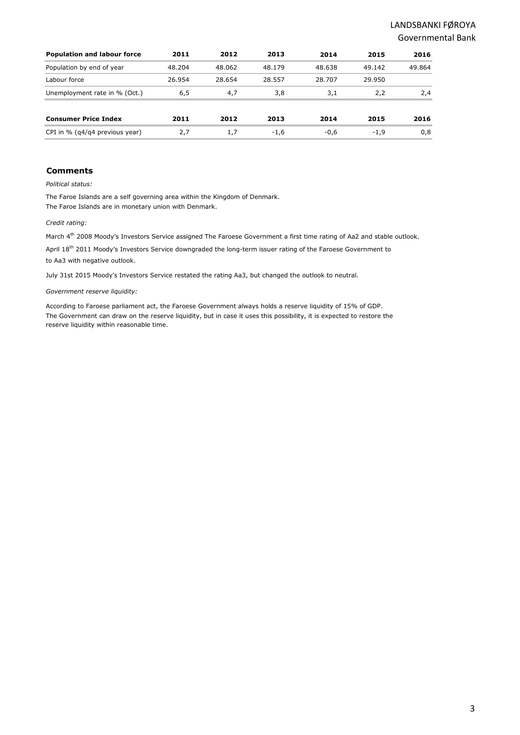| Population and labour force | 2011 | 2012 | 2013 | 2014 | 2015 | 2016 |
|---|---|---|---|---|---|---|
| Population by end of year | 48.204 | 48.062 | 48.179 | 48.638 | 49.142 | 49.864 |
| Labour force | 26.954 | 28.654 | 28.557 | 28.707 | 29.950 | |
| Unemployment rate in % (Oct.) | 6,5 | 4,7 | 3,8 | 3,1 | 2,2 | 2,4 |

| Consumer Price Index | 2011 | 2012 | 2013 | 2014 | 2015 | 2016 |
|---|---|---|---|---|---|---|
| CPI in % (q4/q4 previous year) | 2,7 | 1,7 | -1,6 | -0,6 | -1,9 | 0,8 |

## Comments

*Political status:*

The Faroe Islands are a self governing area within the Kingdom of Denmark.
The Faroe Islands are in monetary union with Denmark.

*Credit rating:*

March 4th 2008 Moody's Investors Service assigned The Faroese Government a first time rating of Aa2 and stable outlook.

April 18th 2011 Moody's Investors Service downgraded the long-term issuer rating of the Faroese Government to
to Aa3 with negative outlook.

July 31st 2015 Moody's Investors Service restated the rating Aa3, but changed the outlook to neutral.

*Government reserve liquidity:*

According to Faroese parliament act, the Faroese Government always holds a reserve liquidity of 15% of GDP.
The Government can draw on the reserve liquidity, but in case it uses this possibility, it is expected to restore the
reserve liquidity within reasonable time.